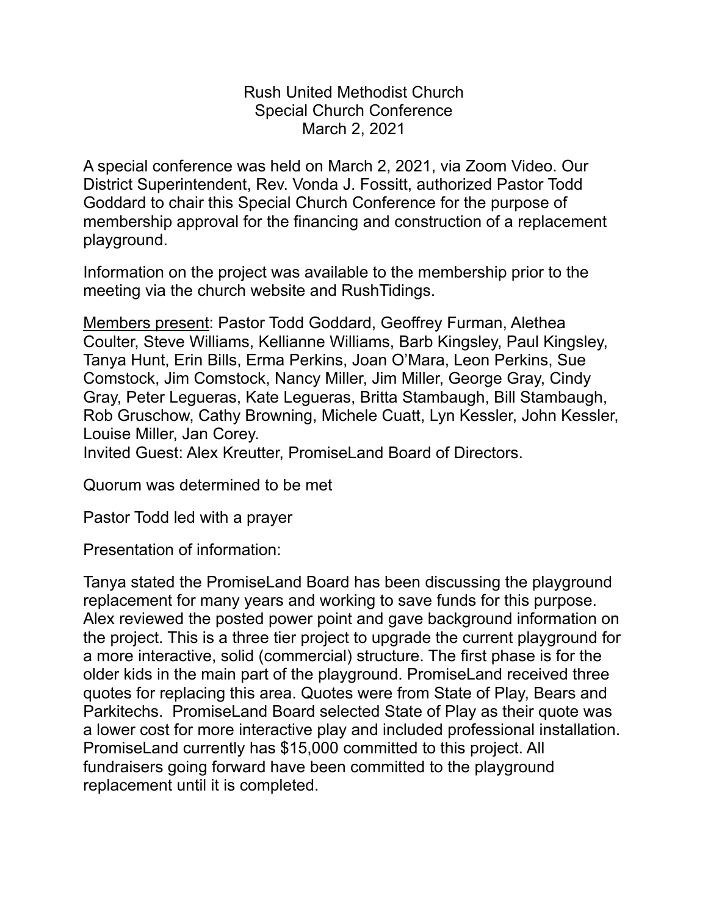# Rush United Methodist Church
## Special Church Conference
### March 2, 2021

A special conference was held on March 2, 2021, via Zoom Video. Our District Superintendent, Rev. Vonda J. Fossitt, authorized Pastor Todd Goddard to chair this Special Church Conference for the purpose of membership approval for the financing and construction of a replacement playground.

Information on the project was available to the membership prior to the meeting via the church website and RushTidings.

<u>Members present</u>: Pastor Todd Goddard, Geoffrey Furman, Alethea Coulter, Steve Williams, Kellianne Williams, Barb Kingsley, Paul Kingsley, Tanya Hunt, Erin Bills, Erma Perkins, Joan O'Mara, Leon Perkins, Sue Comstock, Jim Comstock, Nancy Miller, Jim Miller, George Gray, Cindy Gray, Peter Legueras, Kate Legueras, Britta Stambaugh, Bill Stambaugh, Rob Gruschow, Cathy Browning, Michele Cuatt, Lyn Kessler, John Kessler, Louise Miller, Jan Corey.
Invited Guest: Alex Kreutter, PromiseLand Board of Directors.

Quorum was determined to be met

Pastor Todd led with a prayer

Presentation of information:

Tanya stated the PromiseLand Board has been discussing the playground replacement for many years and working to save funds for this purpose. Alex reviewed the posted power point and gave background information on the project. This is a three tier project to upgrade the current playground for a more interactive, solid (commercial) structure. The first phase is for the older kids in the main part of the playground. PromiseLand received three quotes for replacing this area. Quotes were from State of Play, Bears and Parkitechs. PromiseLand Board selected State of Play as their quote was a lower cost for more interactive play and included professional installation. PromiseLand currently has $15,000 committed to this project. All fundraisers going forward have been committed to the playground replacement until it is completed.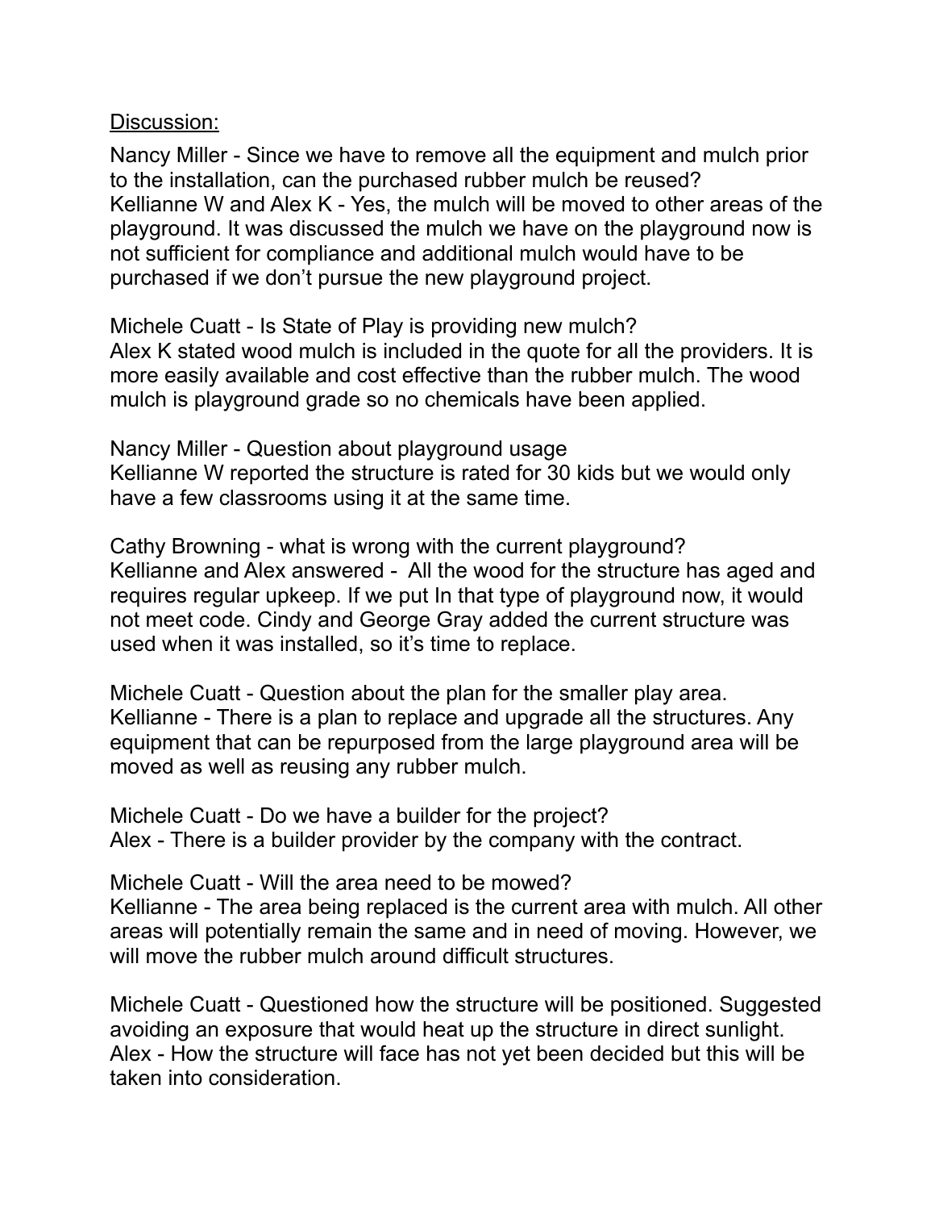<u>Discussion:</u>

Nancy Miller - Since we have to remove all the equipment and mulch prior to the installation, can the purchased rubber mulch be reused?
Kellianne W and Alex K - Yes, the mulch will be moved to other areas of the playground. It was discussed the mulch we have on the playground now is not sufficient for compliance and additional mulch would have to be purchased if we don't pursue the new playground project.

Michele Cuatt - Is State of Play is providing new mulch?
Alex K stated wood mulch is included in the quote for all the providers. It is more easily available and cost effective than the rubber mulch. The wood mulch is playground grade so no chemicals have been applied.

Nancy Miller - Question about playground usage
Kellianne W reported the structure is rated for 30 kids but we would only have a few classrooms using it at the same time.

Cathy Browning - what is wrong with the current playground?
Kellianne and Alex answered - All the wood for the structure has aged and requires regular upkeep. If we put In that type of playground now, it would not meet code. Cindy and George Gray added the current structure was used when it was installed, so it's time to replace.

Michele Cuatt - Question about the plan for the smaller play area.
Kellianne - There is a plan to replace and upgrade all the structures. Any equipment that can be repurposed from the large playground area will be moved as well as reusing any rubber mulch.

Michele Cuatt - Do we have a builder for the project?
Alex - There is a builder provider by the company with the contract.

Michele Cuatt - Will the area need to be mowed?
Kellianne - The area being replaced is the current area with mulch. All other areas will potentially remain the same and in need of moving. However, we will move the rubber mulch around difficult structures.

Michele Cuatt - Questioned how the structure will be positioned. Suggested avoiding an exposure that would heat up the structure in direct sunlight.
Alex - How the structure will face has not yet been decided but this will be taken into consideration.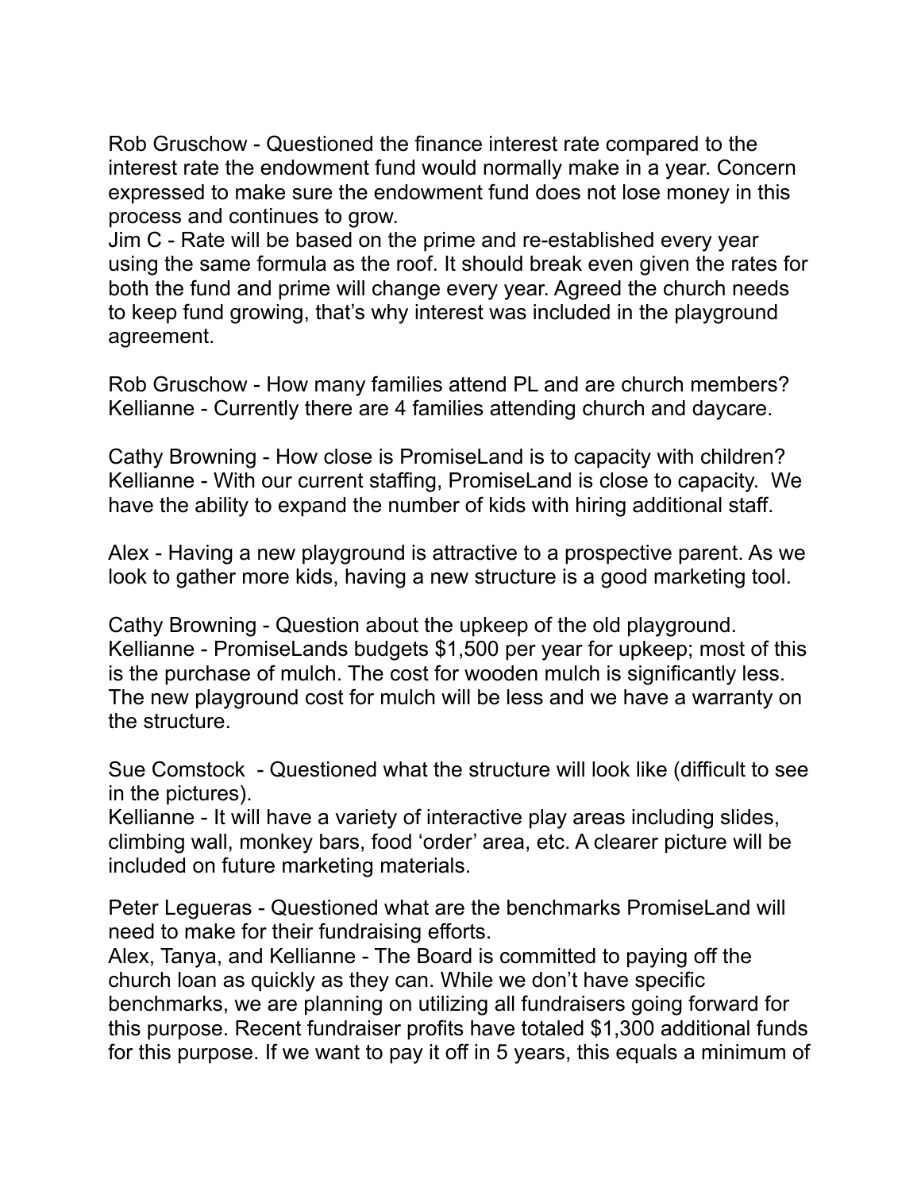Rob Gruschow - Questioned the finance interest rate compared to the interest rate the endowment fund would normally make in a year. Concern expressed to make sure the endowment fund does not lose money in this process and continues to grow.
Jim C - Rate will be based on the prime and re-established every year using the same formula as the roof. It should break even given the rates for both the fund and prime will change every year. Agreed the church needs to keep fund growing, that's why interest was included in the playground agreement.

Rob Gruschow - How many families attend PL and are church members?
Kellianne - Currently there are 4 families attending church and daycare.

Cathy Browning - How close is PromiseLand is to capacity with children?
Kellianne - With our current staffing, PromiseLand is close to capacity. We have the ability to expand the number of kids with hiring additional staff.

Alex - Having a new playground is attractive to a prospective parent. As we look to gather more kids, having a new structure is a good marketing tool.

Cathy Browning - Question about the upkeep of the old playground.
Kellianne - PromiseLands budgets $1,500 per year for upkeep; most of this is the purchase of mulch. The cost for wooden mulch is significantly less. The new playground cost for mulch will be less and we have a warranty on the structure.

Sue Comstock - Questioned what the structure will look like (difficult to see in the pictures).
Kellianne - It will have a variety of interactive play areas including slides, climbing wall, monkey bars, food 'order' area, etc. A clearer picture will be included on future marketing materials.

Peter Legueras - Questioned what are the benchmarks PromiseLand will need to make for their fundraising efforts.
Alex, Tanya, and Kellianne - The Board is committed to paying off the church loan as quickly as they can. While we don't have specific benchmarks, we are planning on utilizing all fundraisers going forward for this purpose. Recent fundraiser profits have totaled $1,300 additional funds for this purpose. If we want to pay it off in 5 years, this equals a minimum of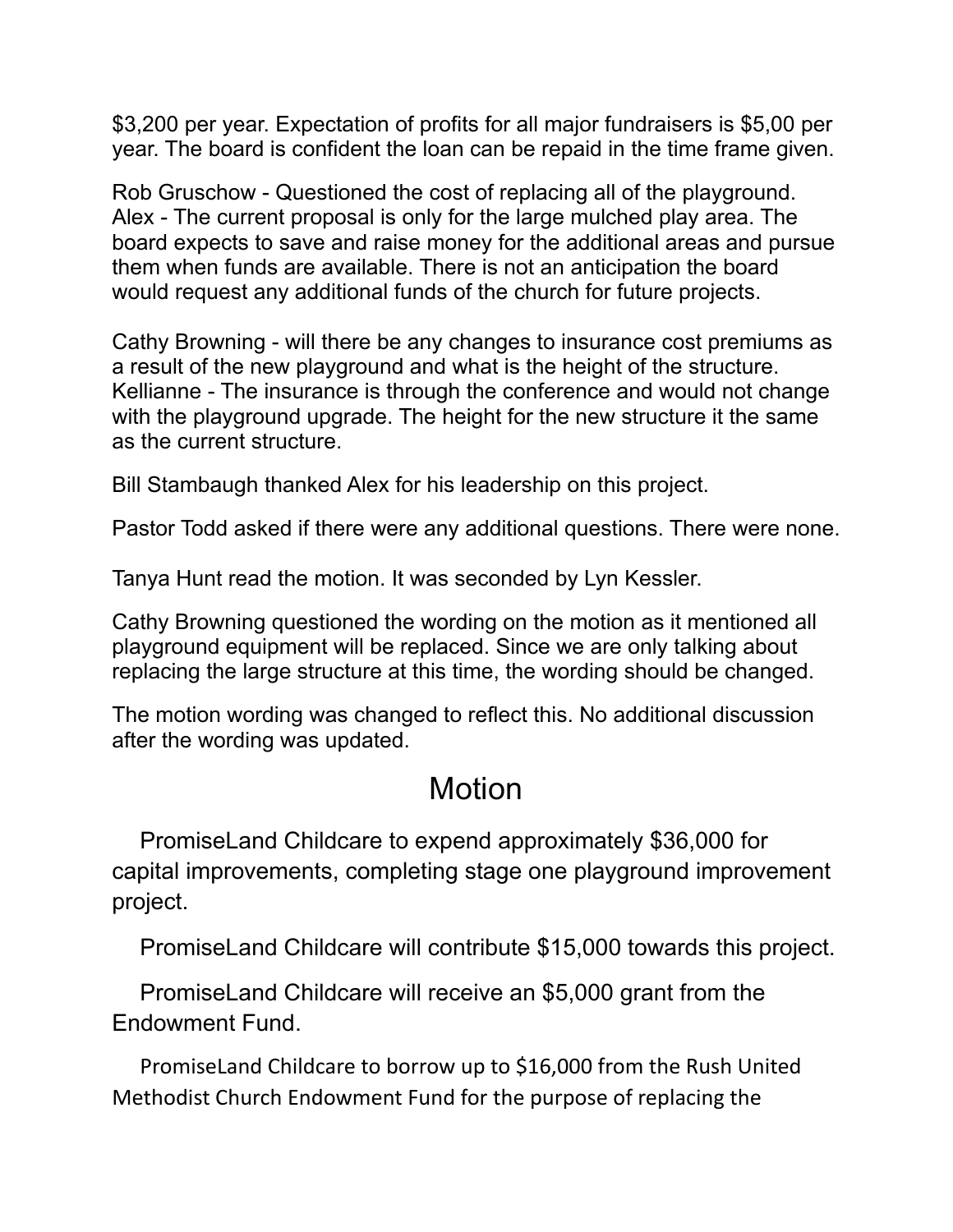$3,200 per year. Expectation of profits for all major fundraisers is $5,00 per year. The board is confident the loan can be repaid in the time frame given.

Rob Gruschow - Questioned the cost of replacing all of the playground.
Alex - The current proposal is only for the large mulched play area. The board expects to save and raise money for the additional areas and pursue them when funds are available. There is not an anticipation the board would request any additional funds of the church for future projects.

Cathy Browning - will there be any changes to insurance cost premiums as a result of the new playground and what is the height of the structure.
Kellianne - The insurance is through the conference and would not change with the playground upgrade. The height for the new structure it the same as the current structure.

Bill Stambaugh thanked Alex for his leadership on this project.

Pastor Todd asked if there were any additional questions. There were none.

Tanya Hunt read the motion. It was seconded by Lyn Kessler.

Cathy Browning questioned the wording on the motion as it mentioned all playground equipment will be replaced. Since we are only talking about replacing the large structure at this time, the wording should be changed.

The motion wording was changed to reflect this. No additional discussion after the wording was updated.

## Motion

PromiseLand Childcare to expend approximately $36,000 for capital improvements, completing stage one playground improvement project.

PromiseLand Childcare will contribute $15,000 towards this project.

PromiseLand Childcare will receive an $5,000 grant from the Endowment Fund.

PromiseLand Childcare to borrow up to $16,000 from the Rush United Methodist Church Endowment Fund for the purpose of replacing the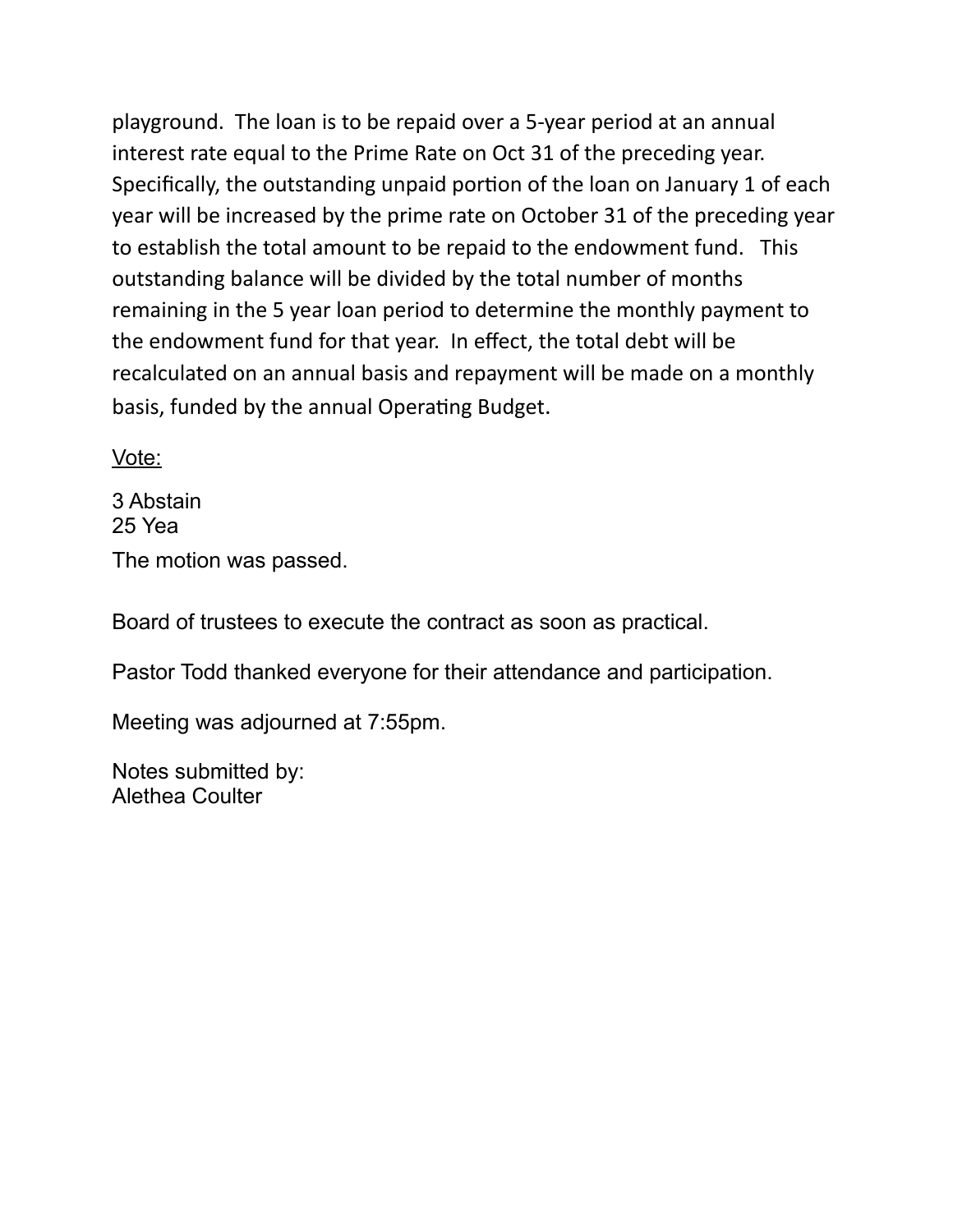playground. The loan is to be repaid over a 5-year period at an annual interest rate equal to the Prime Rate on Oct 31 of the preceding year. Specifically, the outstanding unpaid portion of the loan on January 1 of each year will be increased by the prime rate on October 31 of the preceding year to establish the total amount to be repaid to the endowment fund. This outstanding balance will be divided by the total number of months remaining in the 5 year loan period to determine the monthly payment to the endowment fund for that year. In effect, the total debt will be recalculated on an annual basis and repayment will be made on a monthly basis, funded by the annual Operating Budget.

<u>Vote:</u>

3 Abstain
25 Yea

The motion was passed.

Board of trustees to execute the contract as soon as practical.

Pastor Todd thanked everyone for their attendance and participation.

Meeting was adjourned at 7:55pm.

Notes submitted by:
Alethea Coulter